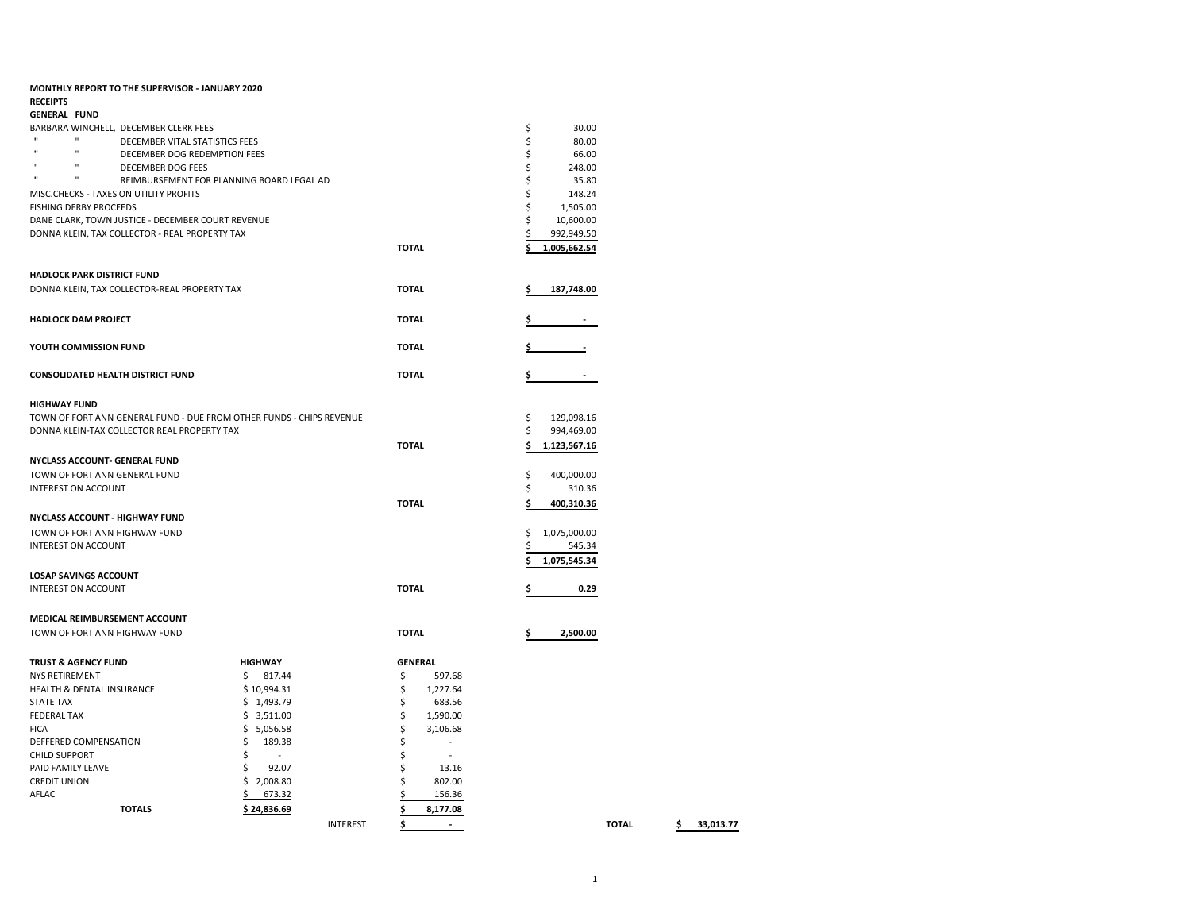**MONTHLY REPORT TO THE SUPERVISOR - JANUARY 2020**

**RECEIPTS**

**GENERAL FUND**

| | | |
|---|---|---|
| BARBARA WINCHELL, DECEMBER CLERK FEES | | $ 30.00 |
| " " DECEMBER VITAL STATISTICS FEES | | $ 80.00 |
| " " DECEMBER DOG REDEMPTION FEES | | $ 66.00 |
| " " DECEMBER DOG FEES | | $ 248.00 |
| " " REIMBURSEMENT FOR PLANNING BOARD LEGAL AD | | $ 35.80 |
| MISC.CHECKS - TAXES ON UTILITY PROFITS | | $ 148.24 |
| FISHING DERBY PROCEEDS | | $ 1,505.00 |
| DANE CLARK, TOWN JUSTICE - DECEMBER COURT REVENUE | | $ 10,600.00 |
| DONNA KLEIN, TAX COLLECTOR - REAL PROPERTY TAX | | $ 992,949.50 |
| | **TOTAL** | **$ 1,005,662.54** |

**HADLOCK PARK DISTRICT FUND**

| | | |
|---|---|---|
| DONNA KLEIN, TAX COLLECTOR-REAL PROPERTY TAX | **TOTAL** | **$ 187,748.00** |

| | | |
|---|---|---|
| **HADLOCK DAM PROJECT** | **TOTAL** | **$ -** |
| **YOUTH COMMISSION FUND** | **TOTAL** | **$ -** |
| **CONSOLIDATED HEALTH DISTRICT FUND** | **TOTAL** | **$ -** |

**HIGHWAY FUND**

| | | |
|---|---|---|
| TOWN OF FORT ANN GENERAL FUND - DUE FROM OTHER FUNDS - CHIPS REVENUE | | $ 129,098.16 |
| DONNA KLEIN-TAX COLLECTOR REAL PROPERTY TAX | | $ 994,469.00 |
| | **TOTAL** | **$ 1,123,567.16** |

**NYCLASS ACCOUNT- GENERAL FUND**

| | | |
|---|---|---|
| TOWN OF FORT ANN GENERAL FUND | | $ 400,000.00 |
| INTEREST ON ACCOUNT | | $ 310.36 |
| | **TOTAL** | **$ 400,310.36** |

**NYCLASS ACCOUNT - HIGHWAY FUND**

| | | |
|---|---|---|
| TOWN OF FORT ANN HIGHWAY FUND | | $ 1,075,000.00 |
| INTEREST ON ACCOUNT | | $ 545.34 |
| | | **$ 1,075,545.34** |

**LOSAP SAVINGS ACCOUNT**

| | | |
|---|---|---|
| INTEREST ON ACCOUNT | **TOTAL** | **$ 0.29** |

**MEDICAL REIMBURSEMENT ACCOUNT**

| | | |
|---|---|---|
| TOWN OF FORT ANN HIGHWAY FUND | **TOTAL** | **$ 2,500.00** |

| **TRUST & AGENCY FUND** | **HIGHWAY** | | **GENERAL** | | |
|---|---|---|---|---|---|
| NYS RETIREMENT | $ 817.44 | | $ 597.68 | | |
| HEALTH & DENTAL INSURANCE | $ 10,994.31 | | $ 1,227.64 | | |
| STATE TAX | $ 1,493.79 | | $ 683.56 | | |
| FEDERAL TAX | $ 3,511.00 | | $ 1,590.00 | | |
| FICA | $ 5,056.58 | | $ 3,106.68 | | |
| DEFFERED COMPENSATION | $ 189.38 | | $ - | | |
| CHILD SUPPORT | $ - | | $ - | | |
| PAID FAMILY LEAVE | $ 92.07 | | $ 13.16 | | |
| CREDIT UNION | $ 2,008.80 | | $ 802.00 | | |
| AFLAC | $ 673.32 | | $ 156.36 | | |
| **TOTALS** | **$ 24,836.69** | | **$ 8,177.08** | | |
| | | INTEREST | **$ -** | **TOTAL** | **$ 33,013.77** |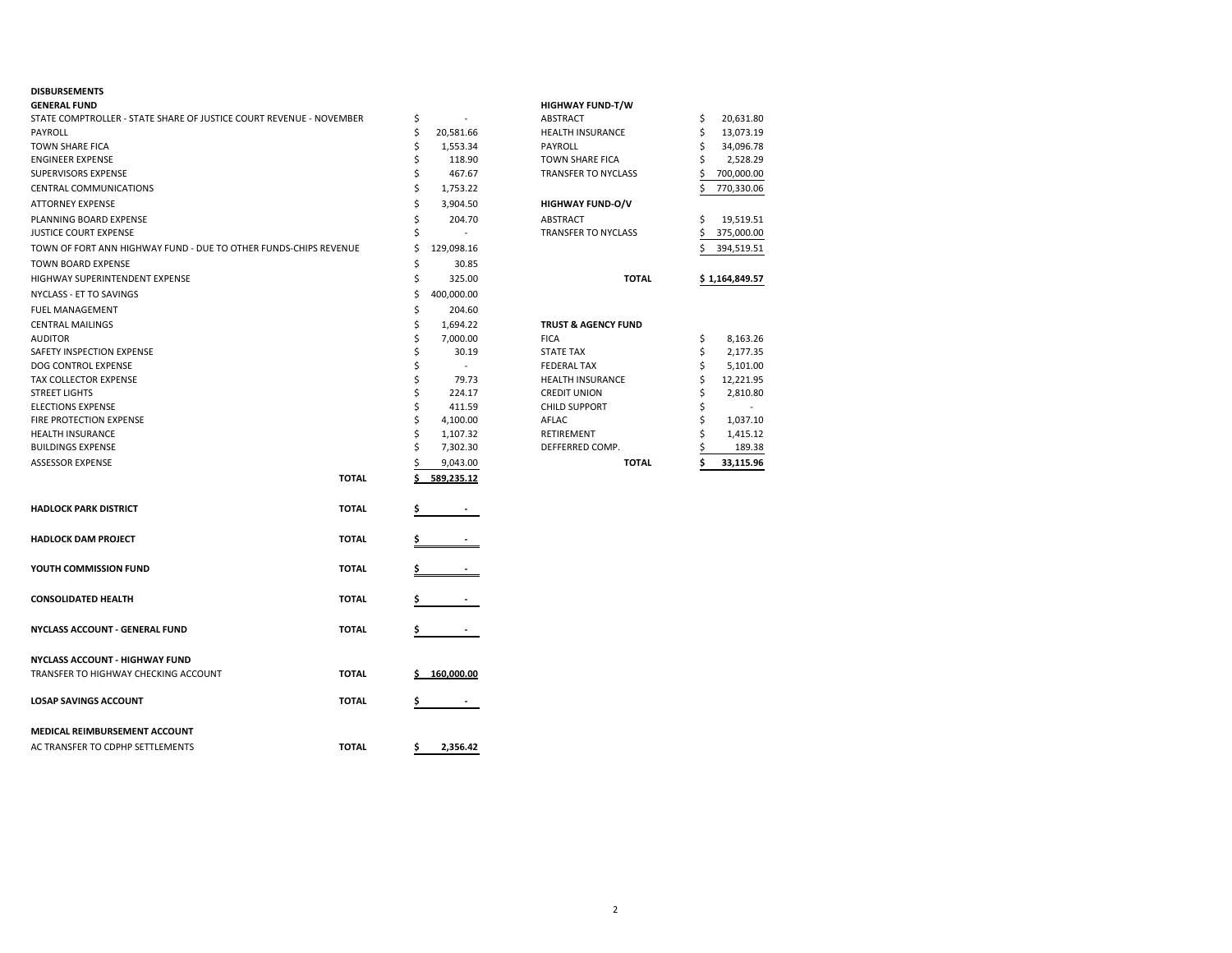## DISBURSEMENTS

### GENERAL FUND

| Item | | Amount |
|---|---|---|
| STATE COMPTROLLER - STATE SHARE OF JUSTICE COURT REVENUE - NOVEMBER | | $ - |
| PAYROLL | | $ 20,581.66 |
| TOWN SHARE FICA | | $ 1,553.34 |
| ENGINEER EXPENSE | | $ 118.90 |
| SUPERVISORS EXPENSE | | $ 467.67 |
| CENTRAL COMMUNICATIONS | | $ 1,753.22 |
| ATTORNEY EXPENSE | | $ 3,904.50 |
| PLANNING BOARD EXPENSE | | $ 204.70 |
| JUSTICE COURT EXPENSE | | $ - |
| TOWN OF FORT ANN HIGHWAY FUND - DUE TO OTHER FUNDS-CHIPS REVENUE | | $ 129,098.16 |
| TOWN BOARD EXPENSE | | $ 30.85 |
| HIGHWAY SUPERINTENDENT EXPENSE | | $ 325.00 |
| NYCLASS - ET TO SAVINGS | | $ 400,000.00 |
| FUEL MANAGEMENT | | $ 204.60 |
| CENTRAL MAILINGS | | $ 1,694.22 |
| AUDITOR | | $ 7,000.00 |
| SAFETY INSPECTION EXPENSE | | $ 30.19 |
| DOG CONTROL EXPENSE | | $ - |
| TAX COLLECTOR EXPENSE | | $ 79.73 |
| STREET LIGHTS | | $ 224.17 |
| ELECTIONS EXPENSE | | $ 411.59 |
| FIRE PROTECTION EXPENSE | | $ 4,100.00 |
| HEALTH INSURANCE | | $ 1,107.32 |
| BUILDINGS EXPENSE | | $ 7,302.30 |
| ASSESSOR EXPENSE | | $ 9,043.00 |
| | **TOTAL** | **$ 589,235.12** |

| Fund | | Amount |
|---|---|---|
| **HADLOCK PARK DISTRICT** | **TOTAL** | **$ -** |
| **HADLOCK DAM PROJECT** | **TOTAL** | **$ -** |
| **YOUTH COMMISSION FUND** | **TOTAL** | **$ -** |
| **CONSOLIDATED HEALTH** | **TOTAL** | **$ -** |
| **NYCLASS ACCOUNT - GENERAL FUND** | **TOTAL** | **$ -** |
| **NYCLASS ACCOUNT - HIGHWAY FUND** | | |
| TRANSFER TO HIGHWAY CHECKING ACCOUNT | **TOTAL** | **$ 160,000.00** |
| **LOSAP SAVINGS ACCOUNT** | **TOTAL** | **$ -** |
| **MEDICAL REIMBURSEMENT ACCOUNT** | | |
| AC TRANSFER TO CDPHP SETTLEMENTS | **TOTAL** | **$ 2,356.42** |

### HIGHWAY FUND-T/W

| Item | Amount |
|---|---|
| ABSTRACT | $ 20,631.80 |
| HEALTH INSURANCE | $ 13,073.19 |
| PAYROLL | $ 34,096.78 |
| TOWN SHARE FICA | $ 2,528.29 |
| TRANSFER TO NYCLASS | $ 700,000.00 |
| | $ 770,330.06 |

### HIGHWAY FUND-O/V

| Item | Amount |
|---|---|
| ABSTRACT | $ 19,519.51 |
| TRANSFER TO NYCLASS | $ 375,000.00 |
| | $ 394,519.51 |
| **TOTAL** | **$ 1,164,849.57** |

### TRUST & AGENCY FUND

| Item | Amount |
|---|---|
| FICA | $ 8,163.26 |
| STATE TAX | $ 2,177.35 |
| FEDERAL TAX | $ 5,101.00 |
| HEALTH INSURANCE | $ 12,221.95 |
| CREDIT UNION | $ 2,810.80 |
| CHILD SUPPORT | $ - |
| AFLAC | $ 1,037.10 |
| RETIREMENT | $ 1,415.12 |
| DEFFERRED COMP. | $ 189.38 |
| **TOTAL** | **$ 33,115.96** |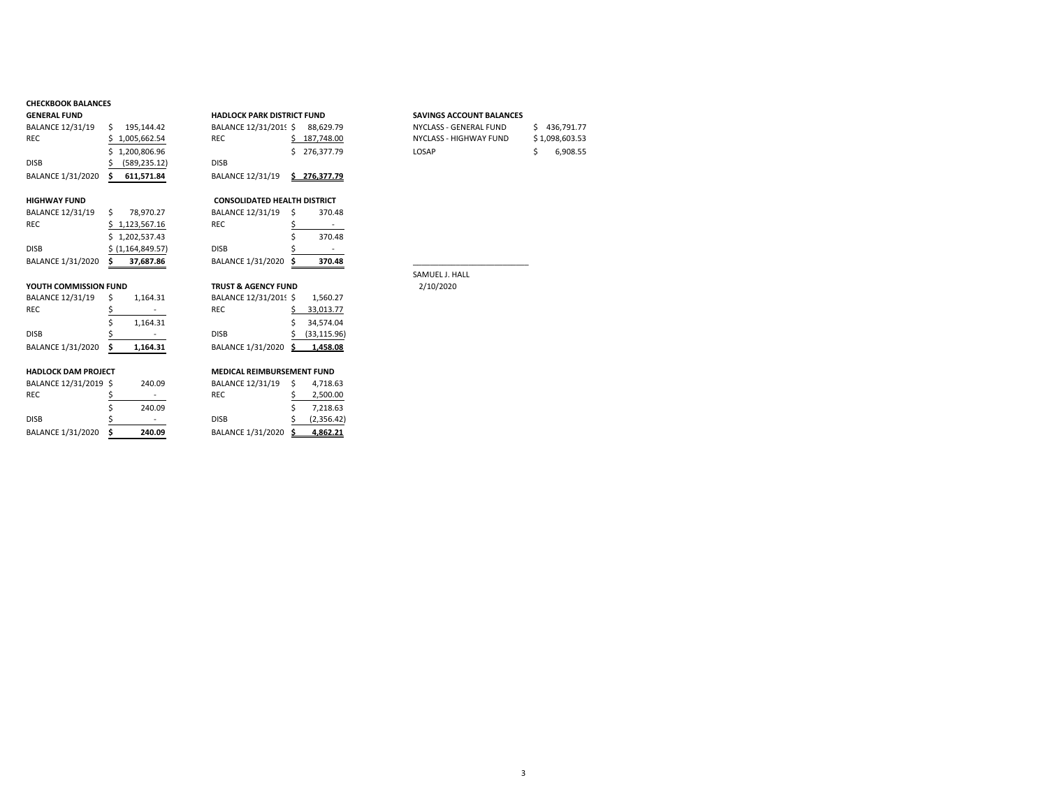**CHECKBOOK BALANCES**

**GENERAL FUND**

| | |
|---|---|
| BALANCE 12/31/19 | $ 195,144.42 |
| REC | $ 1,005,662.54 |
| | $ 1,200,806.96 |
| DISB | $ (589,235.12) |
| BALANCE 1/31/2020 | **$ 611,571.84** |

**HIGHWAY FUND**

| | |
|---|---|
| BALANCE 12/31/19 | $ 78,970.27 |
| REC | $ 1,123,567.16 |
| | $ 1,202,537.43 |
| DISB | $ (1,164,849.57) |
| BALANCE 1/31/2020 | **$ 37,687.86** |

**YOUTH COMMISSION FUND**

| | |
|---|---|
| BALANCE 12/31/19 | $ 1,164.31 |
| REC | $ - |
| | $ 1,164.31 |
| DISB | $ - |
| BALANCE 1/31/2020 | **$ 1,164.31** |

**HADLOCK DAM PROJECT**

| | |
|---|---|
| BALANCE 12/31/2019 | $ 240.09 |
| REC | $ - |
| | $ 240.09 |
| DISB | $ - |
| BALANCE 1/31/2020 | **$ 240.09** |

**HADLOCK PARK DISTRICT FUND**

| | |
|---|---|
| BALANCE 12/31/2019 | $ 88,629.79 |
| REC | $ 187,748.00 |
| | $ 276,377.79 |
| DISB | |
| BALANCE 12/31/19 | **$ 276,377.79** |

**CONSOLIDATED HEALTH DISTRICT**

| | |
|---|---|
| BALANCE 12/31/19 | $ 370.48 |
| REC | $ - |
| | $ 370.48 |
| DISB | $ - |
| BALANCE 1/31/2020 | **$ 370.48** |

**TRUST & AGENCY FUND**

| | |
|---|---|
| BALANCE 12/31/2019 | $ 1,560.27 |
| REC | $ 33,013.77 |
| | $ 34,574.04 |
| DISB | $ (33,115.96) |
| BALANCE 1/31/2020 | **$ 1,458.08** |

**MEDICAL REIMBURSEMENT FUND**

| | |
|---|---|
| BALANCE 12/31/19 | $ 4,718.63 |
| REC | $ 2,500.00 |
| | $ 7,218.63 |
| DISB | $ (2,356.42) |
| BALANCE 1/31/2020 | **$ 4,862.21** |

**SAVINGS ACCOUNT BALANCES**

| | |
|---|---|
| NYCLASS - GENERAL FUND | $ 436,791.77 |
| NYCLASS - HIGHWAY FUND | $ 1,098,603.53 |
| LOSAP | $ 6,908.55 |

___________________________

SAMUEL J. HALL

2/10/2020